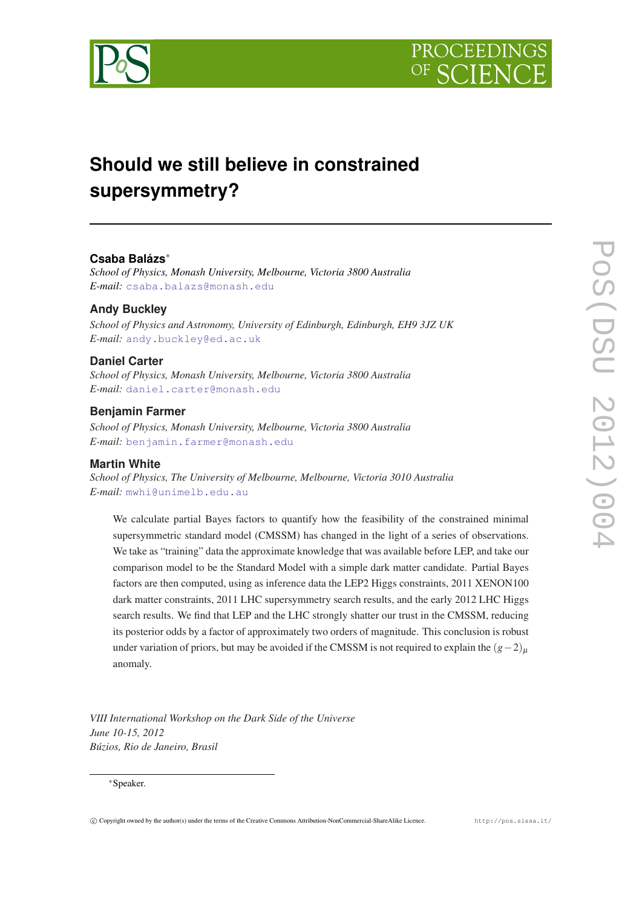# Should we still believe in constrained supersymmetry?

**Csaba Balázs***

*School of Physics, Monash University, Melbourne, Victoria 3800 Australia*
*E-mail:* csaba.balazs@monash.edu

**Andy Buckley**

*School of Physics and Astronomy, University of Edinburgh, Edinburgh, EH9 3JZ UK*
*E-mail:* andy.buckley@ed.ac.uk

**Daniel Carter**

*School of Physics, Monash University, Melbourne, Victoria 3800 Australia*
*E-mail:* daniel.carter@monash.edu

**Benjamin Farmer**

*School of Physics, Monash University, Melbourne, Victoria 3800 Australia*
*E-mail:* benjamin.farmer@monash.edu

**Martin White**

*School of Physics, The University of Melbourne, Melbourne, Victoria 3010 Australia*
*E-mail:* mwhi@unimelb.edu.au

We calculate partial Bayes factors to quantify how the feasibility of the constrained minimal supersymmetric standard model (CMSSM) has changed in the light of a series of observations. We take as "training" data the approximate knowledge that was available before LEP, and take our comparison model to be the Standard Model with a simple dark matter candidate. Partial Bayes factors are then computed, using as inference data the LEP2 Higgs constraints, 2011 XENON100 dark matter constraints, 2011 LHC supersymmetry search results, and the early 2012 LHC Higgs search results. We find that LEP and the LHC strongly shatter our trust in the CMSSM, reducing its posterior odds by a factor of approximately two orders of magnitude. This conclusion is robust under variation of priors, but may be avoided if the CMSSM is not required to explain the $(g-2)_\mu$ anomaly.

*VIII International Workshop on the Dark Side of the Universe*
*June 10-15, 2012*
*Búzios, Rio de Janeiro, Brasil*

*Speaker.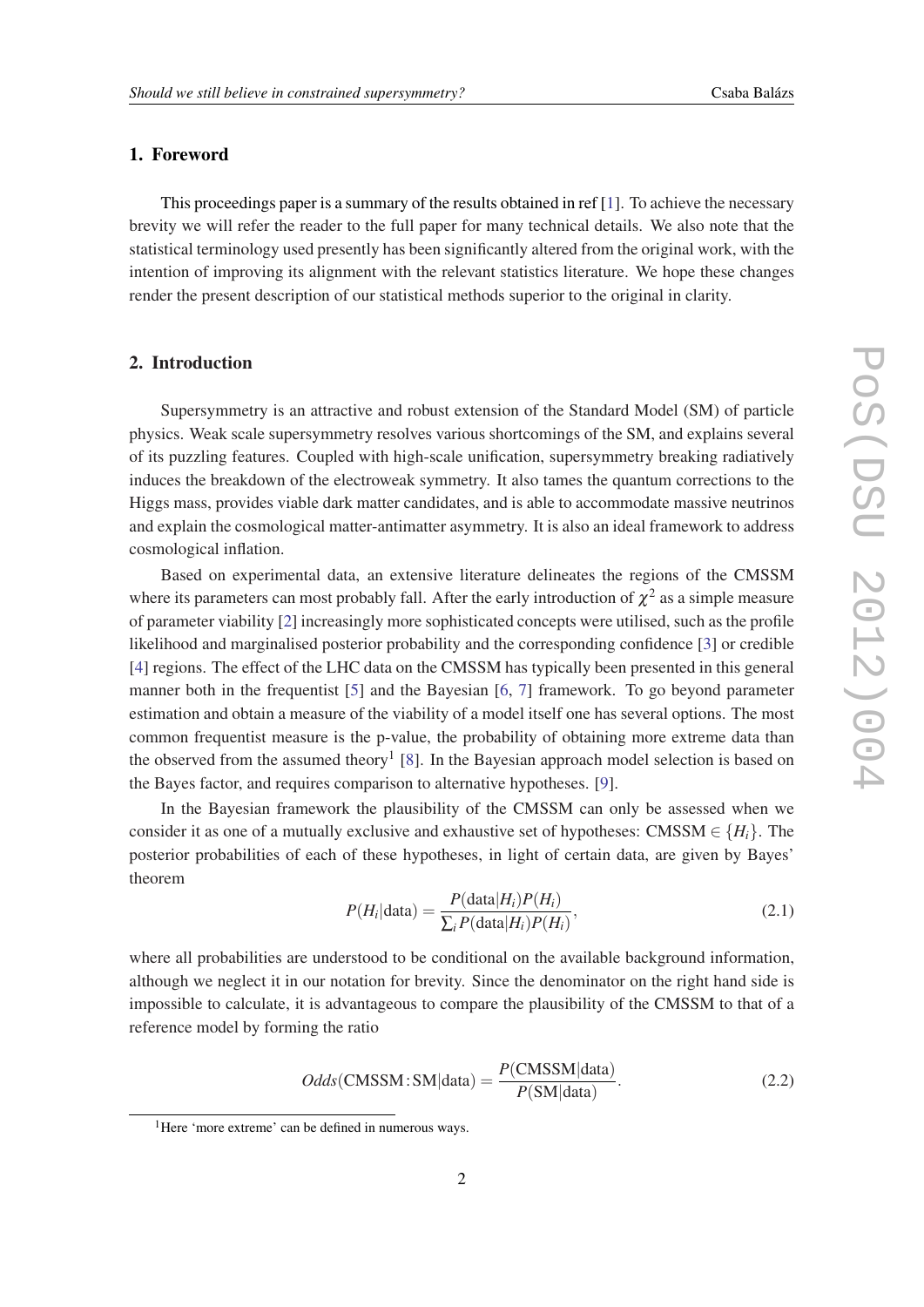## 1. Foreword

This proceedings paper is a summary of the results obtained in ref [1]. To achieve the necessary brevity we will refer the reader to the full paper for many technical details. We also note that the statistical terminology used presently has been significantly altered from the original work, with the intention of improving its alignment with the relevant statistics literature. We hope these changes render the present description of our statistical methods superior to the original in clarity.

## 2. Introduction

Supersymmetry is an attractive and robust extension of the Standard Model (SM) of particle physics. Weak scale supersymmetry resolves various shortcomings of the SM, and explains several of its puzzling features. Coupled with high-scale unification, supersymmetry breaking radiatively induces the breakdown of the electroweak symmetry. It also tames the quantum corrections to the Higgs mass, provides viable dark matter candidates, and is able to accommodate massive neutrinos and explain the cosmological matter-antimatter asymmetry. It is also an ideal framework to address cosmological inflation.

Based on experimental data, an extensive literature delineates the regions of the CMSSM where its parameters can most probably fall. After the early introduction of $\chi^2$ as a simple measure of parameter viability [2] increasingly more sophisticated concepts were utilised, such as the profile likelihood and marginalised posterior probability and the corresponding confidence [3] or credible [4] regions. The effect of the LHC data on the CMSSM has typically been presented in this general manner both in the frequentist [5] and the Bayesian [6, 7] framework. To go beyond parameter estimation and obtain a measure of the viability of a model itself one has several options. The most common frequentist measure is the p-value, the probability of obtaining more extreme data than the observed from the assumed theory[1] [8]. In the Bayesian approach model selection is based on the Bayes factor, and requires comparison to alternative hypotheses. [9].

In the Bayesian framework the plausibility of the CMSSM can only be assessed when we consider it as one of a mutually exclusive and exhaustive set of hypotheses: CMSSM $\in \{H_i\}$. The posterior probabilities of each of these hypotheses, in light of certain data, are given by Bayes' theorem

$$P(H_i|\text{data}) = \frac{P(\text{data}|H_i)P(H_i)}{\sum_i P(\text{data}|H_i)P(H_i)}, \tag{2.1}$$

where all probabilities are understood to be conditional on the available background information, although we neglect it in our notation for brevity. Since the denominator on the right hand side is impossible to calculate, it is advantageous to compare the plausibility of the CMSSM to that of a reference model by forming the ratio

$$Odds(\text{CMSSM}:\text{SM}|\text{data}) = \frac{P(\text{CMSSM}|\text{data})}{P(\text{SM}|\text{data})}. \tag{2.2}$$

[1]Here 'more extreme' can be defined in numerous ways.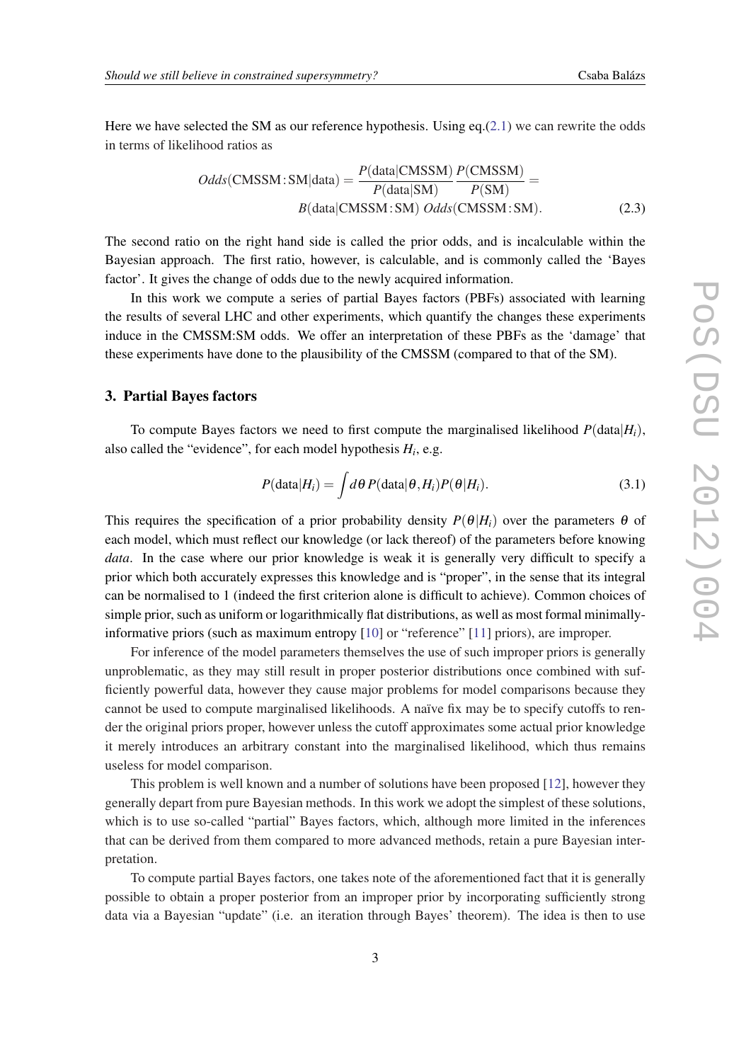Here we have selected the SM as our reference hypothesis. Using eq.(2.1) we can rewrite the odds in terms of likelihood ratios as

$$
\begin{aligned}
Odds(\text{CMSSM}:\text{SM}|\text{data}) = \frac{P(\text{data}|\text{CMSSM})}{P(\text{data}|\text{SM})}\frac{P(\text{CMSSM})}{P(\text{SM})} = \\
B(\text{data}|\text{CMSSM}:\text{SM})\; Odds(\text{CMSSM}:\text{SM}).
\end{aligned}
\tag{2.3}
$$

The second ratio on the right hand side is called the prior odds, and is incalculable within the Bayesian approach. The first ratio, however, is calculable, and is commonly called the 'Bayes factor'. It gives the change of odds due to the newly acquired information.

In this work we compute a series of partial Bayes factors (PBFs) associated with learning the results of several LHC and other experiments, which quantify the changes these experiments induce in the CMSSM:SM odds. We offer an interpretation of these PBFs as the 'damage' that these experiments have done to the plausibility of the CMSSM (compared to that of the SM).

## 3. Partial Bayes factors

To compute Bayes factors we need to first compute the marginalised likelihood $P(\text{data}|H_i)$, also called the "evidence", for each model hypothesis $H_i$, e.g.

$$
P(\text{data}|H_i) = \int d\theta\, P(\text{data}|\theta, H_i)P(\theta|H_i). \tag{3.1}
$$

This requires the specification of a prior probability density $P(\theta|H_i)$ over the parameters $\theta$ of each model, which must reflect our knowledge (or lack thereof) of the parameters before knowing *data*. In the case where our prior knowledge is weak it is generally very difficult to specify a prior which both accurately expresses this knowledge and is "proper", in the sense that its integral can be normalised to 1 (indeed the first criterion alone is difficult to achieve). Common choices of simple prior, such as uniform or logarithmically flat distributions, as well as most formal minimally-informative priors (such as maximum entropy [10] or "reference" [11] priors), are improper.

For inference of the model parameters themselves the use of such improper priors is generally unproblematic, as they may still result in proper posterior distributions once combined with sufficiently powerful data, however they cause major problems for model comparisons because they cannot be used to compute marginalised likelihoods. A naïve fix may be to specify cutoffs to render the original priors proper, however unless the cutoff approximates some actual prior knowledge it merely introduces an arbitrary constant into the marginalised likelihood, which thus remains useless for model comparison.

This problem is well known and a number of solutions have been proposed [12], however they generally depart from pure Bayesian methods. In this work we adopt the simplest of these solutions, which is to use so-called "partial" Bayes factors, which, although more limited in the inferences that can be derived from them compared to more advanced methods, retain a pure Bayesian interpretation.

To compute partial Bayes factors, one takes note of the aforementioned fact that it is generally possible to obtain a proper posterior from an improper prior by incorporating sufficiently strong data via a Bayesian "update" (i.e. an iteration through Bayes' theorem). The idea is then to use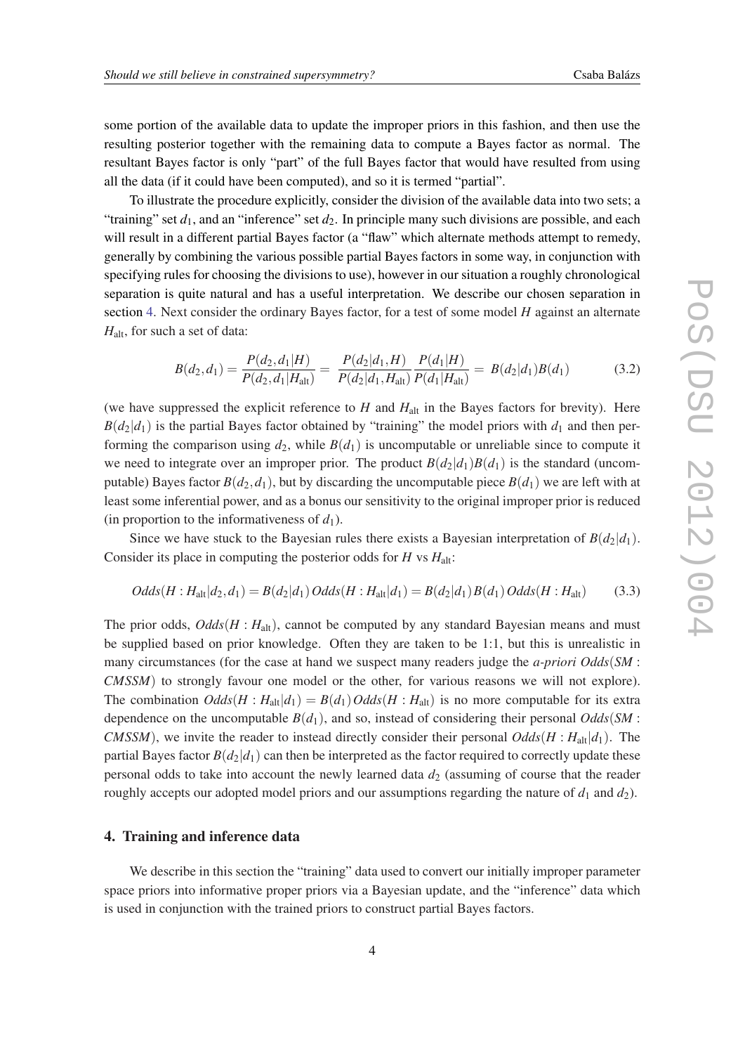some portion of the available data to update the improper priors in this fashion, and then use the resulting posterior together with the remaining data to compute a Bayes factor as normal. The resultant Bayes factor is only "part" of the full Bayes factor that would have resulted from using all the data (if it could have been computed), and so it is termed "partial".

To illustrate the procedure explicitly, consider the division of the available data into two sets; a "training" set $d_1$, and an "inference" set $d_2$. In principle many such divisions are possible, and each will result in a different partial Bayes factor (a "flaw" which alternate methods attempt to remedy, generally by combining the various possible partial Bayes factors in some way, in conjunction with specifying rules for choosing the divisions to use), however in our situation a roughly chronological separation is quite natural and has a useful interpretation. We describe our chosen separation in section 4. Next consider the ordinary Bayes factor, for a test of some model $H$ against an alternate $H_{\text{alt}}$, for such a set of data:

$$B(d_2,d_1) = \frac{P(d_2,d_1|H)}{P(d_2,d_1|H_{\text{alt}})} = \frac{P(d_2|d_1,H)}{P(d_2|d_1,H_{\text{alt}})}\frac{P(d_1|H)}{P(d_1|H_{\text{alt}})} = B(d_2|d_1)B(d_1) \tag{3.2}$$

(we have suppressed the explicit reference to $H$ and $H_{\text{alt}}$ in the Bayes factors for brevity). Here $B(d_2|d_1)$ is the partial Bayes factor obtained by "training" the model priors with $d_1$ and then performing the comparison using $d_2$, while $B(d_1)$ is uncomputable or unreliable since to compute it we need to integrate over an improper prior. The product $B(d_2|d_1)B(d_1)$ is the standard (uncomputable) Bayes factor $B(d_2,d_1)$, but by discarding the uncomputable piece $B(d_1)$ we are left with at least some inferential power, and as a bonus our sensitivity to the original improper prior is reduced (in proportion to the informativeness of $d_1$).

Since we have stuck to the Bayesian rules there exists a Bayesian interpretation of $B(d_2|d_1)$. Consider its place in computing the posterior odds for $H$ vs $H_{\text{alt}}$:

$$Odds(H:H_{\text{alt}}|d_2,d_1) = B(d_2|d_1)\,Odds(H:H_{\text{alt}}|d_1) = B(d_2|d_1)\,B(d_1)\,Odds(H:H_{\text{alt}}) \tag{3.3}$$

The prior odds, $Odds(H:H_{\text{alt}})$, cannot be computed by any standard Bayesian means and must be supplied based on prior knowledge. Often they are taken to be 1:1, but this is unrealistic in many circumstances (for the case at hand we suspect many readers judge the *a-priori* $Odds(SM:CMSSM)$ to strongly favour one model or the other, for various reasons we will not explore). The combination $Odds(H:H_{\text{alt}}|d_1) = B(d_1)\,Odds(H:H_{\text{alt}})$ is no more computable for its extra dependence on the uncomputable $B(d_1)$, and so, instead of considering their personal $Odds(SM:CMSSM)$, we invite the reader to instead directly consider their personal $Odds(H:H_{\text{alt}}|d_1)$. The partial Bayes factor $B(d_2|d_1)$ can then be interpreted as the factor required to correctly update these personal odds to take into account the newly learned data $d_2$ (assuming of course that the reader roughly accepts our adopted model priors and our assumptions regarding the nature of $d_1$ and $d_2$).

## 4. Training and inference data

We describe in this section the "training" data used to convert our initially improper parameter space priors into informative proper priors via a Bayesian update, and the "inference" data which is used in conjunction with the trained priors to construct partial Bayes factors.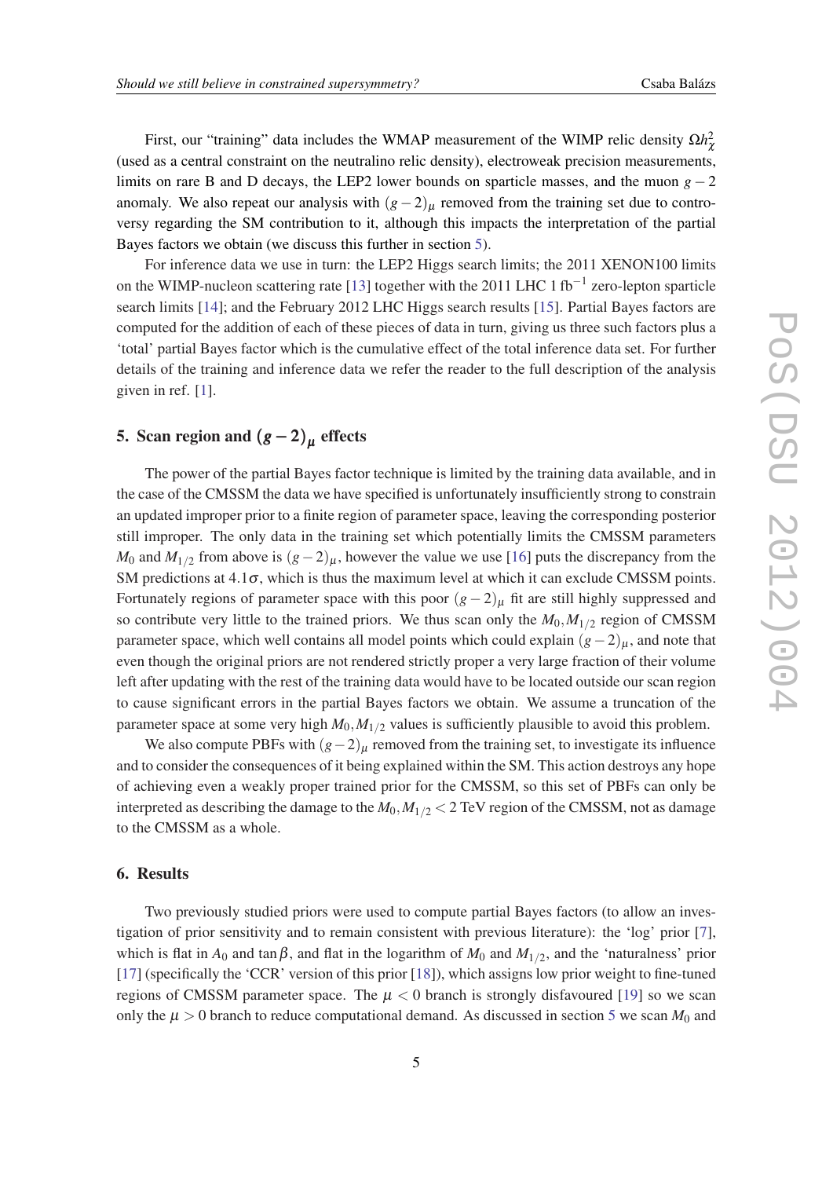First, our "training" data includes the WMAP measurement of the WIMP relic density $\Omega h^2_\chi$ (used as a central constraint on the neutralino relic density), electroweak precision measurements, limits on rare B and D decays, the LEP2 lower bounds on sparticle masses, and the muon $g-2$ anomaly. We also repeat our analysis with $(g-2)_\mu$ removed from the training set due to controversy regarding the SM contribution to it, although this impacts the interpretation of the partial Bayes factors we obtain (we discuss this further in section 5).

For inference data we use in turn: the LEP2 Higgs search limits; the 2011 XENON100 limits on the WIMP-nucleon scattering rate [13] together with the 2011 LHC 1 $\text{fb}^{-1}$ zero-lepton sparticle search limits [14]; and the February 2012 LHC Higgs search results [15]. Partial Bayes factors are computed for the addition of each of these pieces of data in turn, giving us three such factors plus a 'total' partial Bayes factor which is the cumulative effect of the total inference data set. For further details of the training and inference data we refer the reader to the full description of the analysis given in ref. [1].

## 5. Scan region and $(g-2)_\mu$ effects

The power of the partial Bayes factor technique is limited by the training data available, and in the case of the CMSSM the data we have specified is unfortunately insufficiently strong to constrain an updated improper prior to a finite region of parameter space, leaving the corresponding posterior still improper. The only data in the training set which potentially limits the CMSSM parameters $M_0$ and $M_{1/2}$ from above is $(g-2)_\mu$, however the value we use [16] puts the discrepancy from the SM predictions at $4.1\sigma$, which is thus the maximum level at which it can exclude CMSSM points. Fortunately regions of parameter space with this poor $(g-2)_\mu$ fit are still highly suppressed and so contribute very little to the trained priors. We thus scan only the $M_0, M_{1/2}$ region of CMSSM parameter space, which well contains all model points which could explain $(g-2)_\mu$, and note that even though the original priors are not rendered strictly proper a very large fraction of their volume left after updating with the rest of the training data would have to be located outside our scan region to cause significant errors in the partial Bayes factors we obtain. We assume a truncation of the parameter space at some very high $M_0, M_{1/2}$ values is sufficiently plausible to avoid this problem.

We also compute PBFs with $(g-2)_\mu$ removed from the training set, to investigate its influence and to consider the consequences of it being explained within the SM. This action destroys any hope of achieving even a weakly proper trained prior for the CMSSM, so this set of PBFs can only be interpreted as describing the damage to the $M_0, M_{1/2} < 2$ TeV region of the CMSSM, not as damage to the CMSSM as a whole.

## 6. Results

Two previously studied priors were used to compute partial Bayes factors (to allow an investigation of prior sensitivity and to remain consistent with previous literature): the 'log' prior [7], which is flat in $A_0$ and $\tan\beta$, and flat in the logarithm of $M_0$ and $M_{1/2}$, and the 'naturalness' prior [17] (specifically the 'CCR' version of this prior [18]), which assigns low prior weight to fine-tuned regions of CMSSM parameter space. The $\mu < 0$ branch is strongly disfavoured [19] so we scan only the $\mu > 0$ branch to reduce computational demand. As discussed in section 5 we scan $M_0$ and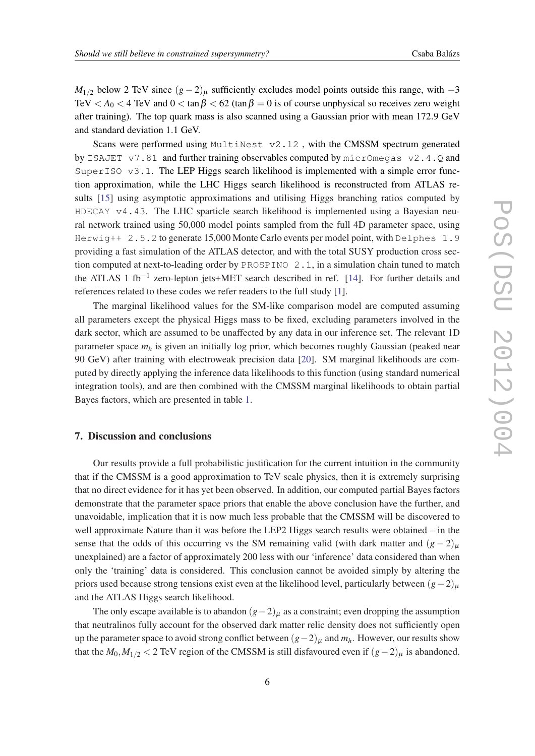$M_{1/2}$ below 2 TeV since $(g-2)_\mu$ sufficiently excludes model points outside this range, with $-3$ TeV $< A_0 <$ 4 TeV and $0 < \tan\beta < 62$ ($\tan\beta = 0$ is of course unphysical so receives zero weight after training). The top quark mass is also scanned using a Gaussian prior with mean 172.9 GeV and standard deviation 1.1 GeV.

Scans were performed using `MultiNest v2.12` , with the CMSSM spectrum generated by `ISAJET v7.81` and further training observables computed by `micrOmegas v2.4.Q` and `SuperISO v3.1`. The LEP Higgs search likelihood is implemented with a simple error function approximation, while the LHC Higgs search likelihood is reconstructed from ATLAS results [15] using asymptotic approximations and utilising Higgs branching ratios computed by `HDECAY v4.43`. The LHC sparticle search likelihood is implemented using a Bayesian neural network trained using 50,000 model points sampled from the full 4D parameter space, using `Herwig++ 2.5.2` to generate 15,000 Monte Carlo events per model point, with `Delphes 1.9` providing a fast simulation of the ATLAS detector, and with the total SUSY production cross section computed at next-to-leading order by `PROSPINO 2.1`, in a simulation chain tuned to match the ATLAS 1 fb$^{-1}$ zero-lepton jets+MET search described in ref. [14]. For further details and references related to these codes we refer readers to the full study [1].

The marginal likelihood values for the SM-like comparison model are computed assuming all parameters except the physical Higgs mass to be fixed, excluding parameters involved in the dark sector, which are assumed to be unaffected by any data in our inference set. The relevant 1D parameter space $m_h$ is given an initially log prior, which becomes roughly Gaussian (peaked near 90 GeV) after training with electroweak precision data [20]. SM marginal likelihoods are computed by directly applying the inference data likelihoods to this function (using standard numerical integration tools), and are then combined with the CMSSM marginal likelihoods to obtain partial Bayes factors, which are presented in table 1.

## 7. Discussion and conclusions

Our results provide a full probabilistic justification for the current intuition in the community that if the CMSSM is a good approximation to TeV scale physics, then it is extremely surprising that no direct evidence for it has yet been observed. In addition, our computed partial Bayes factors demonstrate that the parameter space priors that enable the above conclusion have the further, and unavoidable, implication that it is now much less probable that the CMSSM will be discovered to well approximate Nature than it was before the LEP2 Higgs search results were obtained – in the sense that the odds of this occurring vs the SM remaining valid (with dark matter and $(g-2)_\mu$ unexplained) are a factor of approximately 200 less with our 'inference' data considered than when only the 'training' data is considered. This conclusion cannot be avoided simply by altering the priors used because strong tensions exist even at the likelihood level, particularly between $(g-2)_\mu$ and the ATLAS Higgs search likelihood.

The only escape available is to abandon $(g-2)_\mu$ as a constraint; even dropping the assumption that neutralinos fully account for the observed dark matter relic density does not sufficiently open up the parameter space to avoid strong conflict between $(g-2)_\mu$ and $m_h$. However, our results show that the $M_0, M_{1/2} < 2$ TeV region of the CMSSM is still disfavoured even if $(g-2)_\mu$ is abandoned.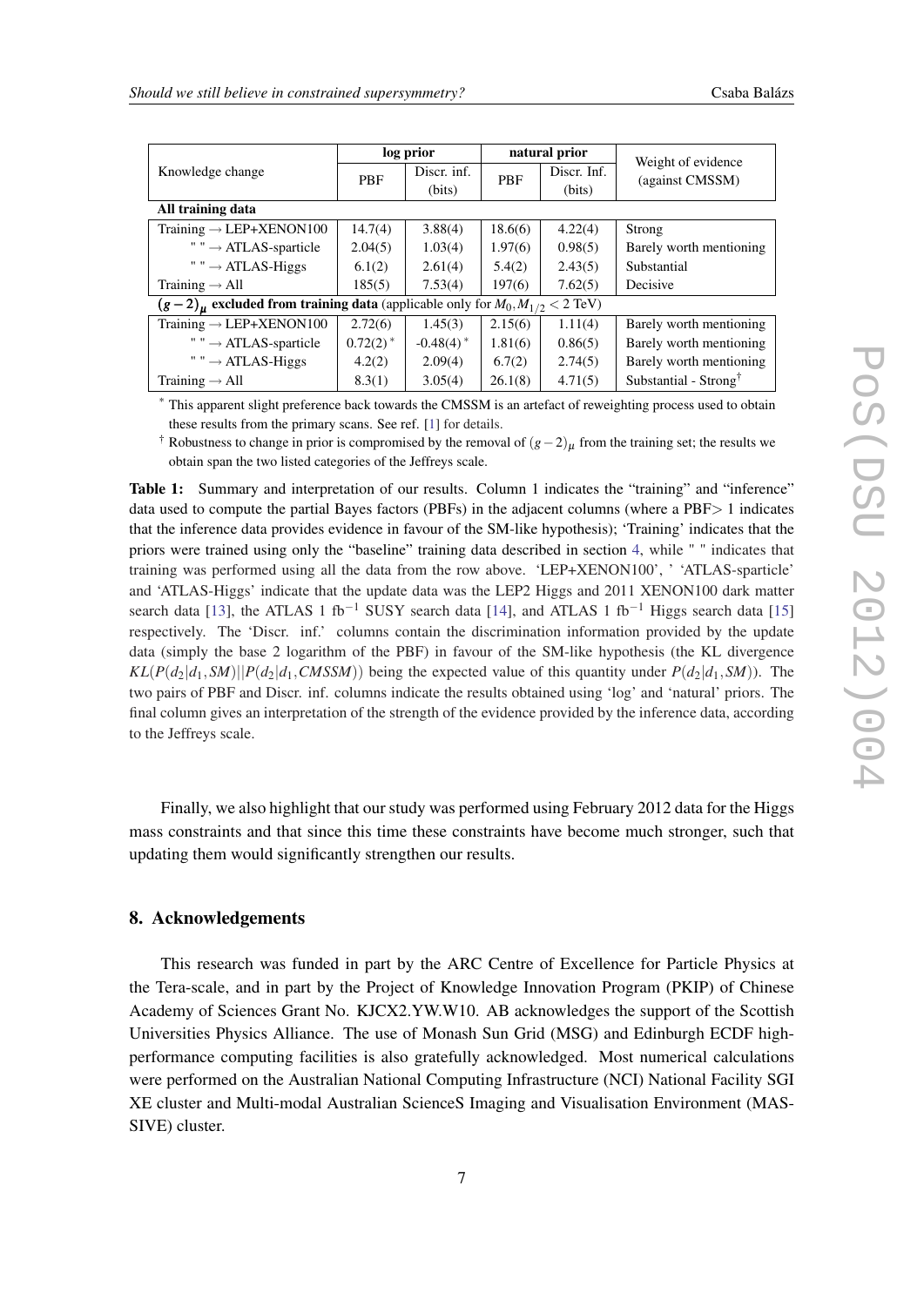| Knowledge change | log prior | | natural prior | | Weight of evidence (against CMSSM) |
|---|---|---|---|---|---|
| | PBF | Discr. inf. (bits) | PBF | Discr. Inf. (bits) | |
| **All training data** | | | | | |
| Training → LEP+XENON100 | 14.7(4) | 3.88(4) | 18.6(6) | 4.22(4) | Strong |
| " " → ATLAS-sparticle | 2.04(5) | 1.03(4) | 1.97(6) | 0.98(5) | Barely worth mentioning |
| " " → ATLAS-Higgs | 6.1(2) | 2.61(4) | 5.4(2) | 2.43(5) | Substantial |
| Training → All | 185(5) | 7.53(4) | 197(6) | 7.62(5) | Decisive |
| $(g-2)_\mu$ **excluded from training data** (applicable only for $M_0, M_{1/2} < 2$ TeV) | | | | | |
| Training → LEP+XENON100 | 2.72(6) | 1.45(3) | 2.15(6) | 1.11(4) | Barely worth mentioning |
| " " → ATLAS-sparticle | 0.72(2)* | -0.48(4)* | 1.81(6) | 0.86(5) | Barely worth mentioning |
| " " → ATLAS-Higgs | 4.2(2) | 2.09(4) | 6.7(2) | 2.74(5) | Barely worth mentioning |
| Training → All | 8.3(1) | 3.05(4) | 26.1(8) | 4.71(5) | Substantial - Strong† |

\* This apparent slight preference back towards the CMSSM is an artefact of reweighting process used to obtain these results from the primary scans. See ref. [1] for details.

† Robustness to change in prior is compromised by the removal of $(g-2)_\mu$ from the training set; the results we obtain span the two listed categories of the Jeffreys scale.

**Table 1:** Summary and interpretation of our results. Column 1 indicates the "training" and "inference" data used to compute the partial Bayes factors (PBFs) in the adjacent columns (where a PBF$>1$ indicates that the inference data provides evidence in favour of the SM-like hypothesis); 'Training' indicates that the priors were trained using only the "baseline" training data described in section 4, while " " indicates that training was performed using all the data from the row above. 'LEP+XENON100', ' 'ATLAS-sparticle' and 'ATLAS-Higgs' indicate that the update data was the LEP2 Higgs and 2011 XENON100 dark matter search data [13], the ATLAS 1 fb$^{-1}$ SUSY search data [14], and ATLAS 1 fb$^{-1}$ Higgs search data [15] respectively. The 'Discr. inf.' columns contain the discrimination information provided by the update data (simply the base 2 logarithm of the PBF) in favour of the SM-like hypothesis (the KL divergence $KL(P(d_2|d_1,SM)||P(d_2|d_1,CMSSM))$ being the expected value of this quantity under $P(d_2|d_1,SM)$). The two pairs of PBF and Discr. inf. columns indicate the results obtained using 'log' and 'natural' priors. The final column gives an interpretation of the strength of the evidence provided by the inference data, according to the Jeffreys scale.

Finally, we also highlight that our study was performed using February 2012 data for the Higgs mass constraints and that since this time these constraints have become much stronger, such that updating them would significantly strengthen our results.

## 8. Acknowledgements

This research was funded in part by the ARC Centre of Excellence for Particle Physics at the Tera-scale, and in part by the Project of Knowledge Innovation Program (PKIP) of Chinese Academy of Sciences Grant No. KJCX2.YW.W10. AB acknowledges the support of the Scottish Universities Physics Alliance. The use of Monash Sun Grid (MSG) and Edinburgh ECDF high-performance computing facilities is also gratefully acknowledged. Most numerical calculations were performed on the Australian National Computing Infrastructure (NCI) National Facility SGI XE cluster and Multi-modal Australian ScienceS Imaging and Visualisation Environment (MASSIVE) cluster.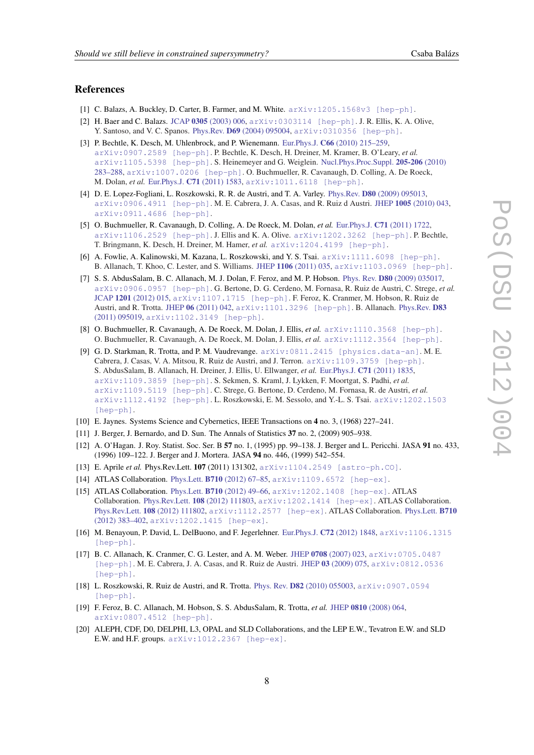## References

[1] C. Balazs, A. Buckley, D. Carter, B. Farmer, and M. White. arXiv:1205.1568v3 [hep-ph].

[2] H. Baer and C. Balazs. JCAP **0305** (2003) 006, arXiv:0303114 [hep-ph]. J. R. Ellis, K. A. Olive, Y. Santoso, and V. C. Spanos. Phys.Rev. **D69** (2004) 095004, arXiv:0310356 [hep-ph].

[3] P. Bechtle, K. Desch, M. Uhlenbrock, and P. Wienemann. Eur.Phys.J. **C66** (2010) 215–259, arXiv:0907.2589 [hep-ph]. P. Bechtle, K. Desch, H. Dreiner, M. Kramer, B. O'Leary, *et al.* arXiv:1105.5398 [hep-ph]. S. Heinemeyer and G. Weiglein. Nucl.Phys.Proc.Suppl. **205-206** (2010) 283–288, arXiv:1007.0206 [hep-ph]. O. Buchmueller, R. Cavanaugh, D. Colling, A. De Roeck, M. Dolan, *et al.* Eur.Phys.J. **C71** (2011) 1583, arXiv:1011.6118 [hep-ph].

[4] D. E. Lopez-Fogliani, L. Roszkowski, R. R. de Austri, and T. A. Varley. Phys.Rev. **D80** (2009) 095013, arXiv:0906.4911 [hep-ph]. M. E. Cabrera, J. A. Casas, and R. Ruiz d Austri. JHEP **1005** (2010) 043, arXiv:0911.4686 [hep-ph].

[5] O. Buchmueller, R. Cavanaugh, D. Colling, A. De Roeck, M. Dolan, *et al.* Eur.Phys.J. **C71** (2011) 1722, arXiv:1106.2529 [hep-ph]. J. Ellis and K. A. Olive. arXiv:1202.3262 [hep-ph]. P. Bechtle, T. Bringmann, K. Desch, H. Dreiner, M. Hamer, *et al.* arXiv:1204.4199 [hep-ph].

[6] A. Fowlie, A. Kalinowski, M. Kazana, L. Roszkowski, and Y. S. Tsai. arXiv:1111.6098 [hep-ph]. B. Allanach, T. Khoo, C. Lester, and S. Williams. JHEP **1106** (2011) 035, arXiv:1103.0969 [hep-ph].

[7] S. S. AbdusSalam, B. C. Allanach, M. J. Dolan, F. Feroz, and M. P. Hobson. Phys. Rev. **D80** (2009) 035017, arXiv:0906.0957 [hep-ph]. G. Bertone, D. G. Cerdeno, M. Fornasa, R. Ruiz de Austri, C. Strege, *et al.* JCAP **1201** (2012) 015, arXiv:1107.1715 [hep-ph]. F. Feroz, K. Cranmer, M. Hobson, R. Ruiz de Austri, and R. Trotta. JHEP **06** (2011) 042, arXiv:1101.3296 [hep-ph]. B. Allanach. Phys.Rev. **D83** (2011) 095019, arXiv:1102.3149 [hep-ph].

[8] O. Buchmueller, R. Cavanaugh, A. De Roeck, M. Dolan, J. Ellis, *et al.* arXiv:1110.3568 [hep-ph]. O. Buchmueller, R. Cavanaugh, A. De Roeck, M. Dolan, J. Ellis, *et al.* arXiv:1112.3564 [hep-ph].

[9] G. D. Starkman, R. Trotta, and P. M. Vaudrevange. arXiv:0811.2415 [physics.data-an]. M. E. Cabrera, J. Casas, V. A. Mitsou, R. Ruiz de Austri, and J. Terron. arXiv:1109.3759 [hep-ph]. S. AbdusSalam, B. Allanach, H. Dreiner, J. Ellis, U. Ellwanger, *et al.* Eur.Phys.J. **C71** (2011) 1835, arXiv:1109.3859 [hep-ph]. S. Sekmen, S. Kraml, J. Lykken, F. Moortgat, S. Padhi, *et al.* arXiv:1109.5119 [hep-ph]. C. Strege, G. Bertone, D. Cerdeno, M. Fornasa, R. de Austri, *et al.* arXiv:1112.4192 [hep-ph]. L. Roszkowski, E. M. Sessolo, and Y.-L. S. Tsai. arXiv:1202.1503 [hep-ph].

[10] E. Jaynes. Systems Science and Cybernetics, IEEE Transactions on **4** no. 3, (1968) 227–241.

[11] J. Berger, J. Bernardo, and D. Sun. The Annals of Statistics **37** no. 2, (2009) 905–938.

[12] A. O'Hagan. J. Roy. Statist. Soc. Ser. B **57** no. 1, (1995) pp. 99–138. J. Berger and L. Pericchi. JASA **91** no. 433, (1996) 109–122. J. Berger and J. Mortera. JASA **94** no. 446, (1999) 542–554.

[13] E. Aprile *et al.* Phys.Rev.Lett. **107** (2011) 131302, arXiv:1104.2549 [astro-ph.CO].

[14] ATLAS Collaboration. Phys.Lett. **B710** (2012) 67–85, arXiv:1109.6572 [hep-ex].

[15] ATLAS Collaboration. Phys.Lett. **B710** (2012) 49–66, arXiv:1202.1408 [hep-ex]. ATLAS Collaboration. Phys.Rev.Lett. **108** (2012) 111803, arXiv:1202.1414 [hep-ex]. ATLAS Collaboration. Phys.Rev.Lett. **108** (2012) 111802, arXiv:1112.2577 [hep-ex]. ATLAS Collaboration. Phys.Lett. **B710** (2012) 383–402, arXiv:1202.1415 [hep-ex].

[16] M. Benayoun, P. David, L. DelBuono, and F. Jegerlehner. Eur.Phys.J. **C72** (2012) 1848, arXiv:1106.1315 [hep-ph].

[17] B. C. Allanach, K. Cranmer, C. G. Lester, and A. M. Weber. JHEP **0708** (2007) 023, arXiv:0705.0487 [hep-ph]. M. E. Cabrera, J. A. Casas, and R. Ruiz de Austri. JHEP **03** (2009) 075, arXiv:0812.0536 [hep-ph].

[18] L. Roszkowski, R. Ruiz de Austri, and R. Trotta. Phys. Rev. **D82** (2010) 055003, arXiv:0907.0594 [hep-ph].

[19] F. Feroz, B. C. Allanach, M. Hobson, S. S. AbdusSalam, R. Trotta, *et al.* JHEP **0810** (2008) 064, arXiv:0807.4512 [hep-ph].

[20] ALEPH, CDF, D0, DELPHI, L3, OPAL and SLD Collaborations, and the LEP E.W., Tevatron E.W. and SLD E.W. and H.F. groups. arXiv:1012.2367 [hep-ex].